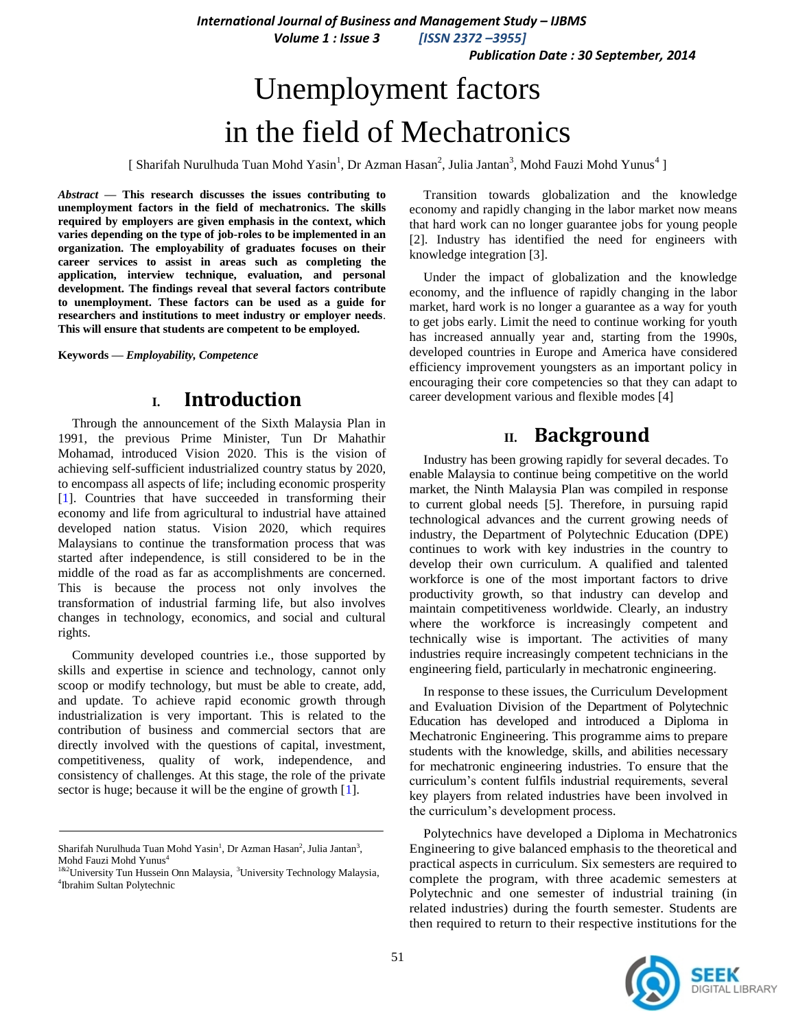# Unemployment factors in the field of Mechatronics

[ Sharifah Nurulhuda Tuan Mohd Yasin[1], Dr Azman Hasan[2], Julia Jantan[3], Mohd Fauzi Mohd Yunus[4] ]

***Abstract* — This research discusses the issues contributing to unemployment factors in the field of mechatronics. The skills required by employers are given emphasis in the context, which varies depending on the type of job-roles to be implemented in an organization. The employability of graduates focuses on their career services to assist in areas such as completing the application, interview technique, evaluation, and personal development. The findings reveal that several factors contribute to unemployment. These factors can be used as a guide for researchers and institutions to meet industry or employer needs. This will ensure that students are competent to be employed.**

**Keywords —** ***Employability, Competence***

## I. Introduction

Through the announcement of the Sixth Malaysia Plan in 1991, the previous Prime Minister, Tun Dr Mahathir Mohamad, introduced Vision 2020. This is the vision of achieving self-sufficient industrialized country status by 2020, to encompass all aspects of life; including economic prosperity [1]. Countries that have succeeded in transforming their economy and life from agricultural to industrial have attained developed nation status. Vision 2020, which requires Malaysians to continue the transformation process that was started after independence, is still considered to be in the middle of the road as far as accomplishments are concerned. This is because the process not only involves the transformation of industrial farming life, but also involves changes in technology, economics, and social and cultural rights.

Community developed countries i.e., those supported by skills and expertise in science and technology, cannot only scoop or modify technology, but must be able to create, add, and update. To achieve rapid economic growth through industrialization is very important. This is related to the contribution of business and commercial sectors that are directly involved with the questions of capital, investment, competitiveness, quality of work, independence, and consistency of challenges. At this stage, the role of the private sector is huge; because it will be the engine of growth [1].

Transition towards globalization and the knowledge economy and rapidly changing in the labor market now means that hard work can no longer guarantee jobs for young people [2]. Industry has identified the need for engineers with knowledge integration [3].

Under the impact of globalization and the knowledge economy, and the influence of rapidly changing in the labor market, hard work is no longer a guarantee as a way for youth to get jobs early. Limit the need to continue working for youth has increased annually year and, starting from the 1990s, developed countries in Europe and America have considered efficiency improvement youngsters as an important policy in encouraging their core competencies so that they can adapt to career development various and flexible modes [4]

## II. Background

Industry has been growing rapidly for several decades. To enable Malaysia to continue being competitive on the world market, the Ninth Malaysia Plan was compiled in response to current global needs [5]. Therefore, in pursuing rapid technological advances and the current growing needs of industry, the Department of Polytechnic Education (DPE) continues to work with key industries in the country to develop their own curriculum. A qualified and talented workforce is one of the most important factors to drive productivity growth, so that industry can develop and maintain competitiveness worldwide. Clearly, an industry where the workforce is increasingly competent and technically wise is important. The activities of many industries require increasingly competent technicians in the engineering field, particularly in mechatronic engineering.

In response to these issues, the Curriculum Development and Evaluation Division of the Department of Polytechnic Education has developed and introduced a Diploma in Mechatronic Engineering. This programme aims to prepare students with the knowledge, skills, and abilities necessary for mechatronic engineering industries. To ensure that the curriculum's content fulfils industrial requirements, several key players from related industries have been involved in the curriculum's development process.

Polytechnics have developed a Diploma in Mechatronics Engineering to give balanced emphasis to the theoretical and practical aspects in curriculum. Six semesters are required to complete the program, with three academic semesters at Polytechnic and one semester of industrial training (in related industries) during the fourth semester. Students are then required to return to their respective institutions for the

---

Sharifah Nurulhuda Tuan Mohd Yasin[1], Dr Azman Hasan[2], Julia Jantan[3], Mohd Fauzi Mohd Yunus[4]

[1&2]University Tun Hussein Onn Malaysia, [3]University Technology Malaysia, [4]Ibrahim Sultan Polytechnic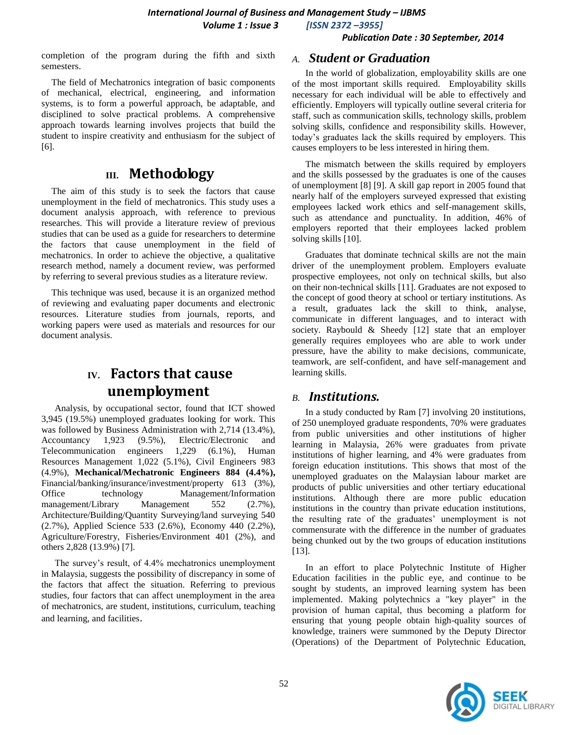completion of the program during the fifth and sixth semesters.

The field of Mechatronics integration of basic components of mechanical, electrical, engineering, and information systems, is to form a powerful approach, be adaptable, and disciplined to solve practical problems. A comprehensive approach towards learning involves projects that build the student to inspire creativity and enthusiasm for the subject of [6].

# III. Methodology

The aim of this study is to seek the factors that cause unemployment in the field of mechatronics. This study uses a document analysis approach, with reference to previous researches. This will provide a literature review of previous studies that can be used as a guide for researchers to determine the factors that cause unemployment in the field of mechatronics. In order to achieve the objective, a qualitative research method, namely a document review, was performed by referring to several previous studies as a literature review.

This technique was used, because it is an organized method of reviewing and evaluating paper documents and electronic resources. Literature studies from journals, reports, and working papers were used as materials and resources for our document analysis.

# IV. Factors that cause unemployment

Analysis, by occupational sector, found that ICT showed 3,945 (19.5%) unemployed graduates looking for work. This was followed by Business Administration with 2,714 (13.4%), Accountancy 1,923 (9.5%), Electric/Electronic and Telecommunication engineers 1,229 (6.1%), Human Resources Management 1,022 (5.1%), Civil Engineers 983 (4.9%), **Mechanical/Mechatronic Engineers 884 (4.4%),** Financial/banking/insurance/investment/property 613 (3%), Office technology Management/Information management/Library Management 552 (2.7%), Architecture/Building/Quantity Surveying/land surveying 540 (2.7%), Applied Science 533 (2.6%), Economy 440 (2.2%), Agriculture/Forestry, Fisheries/Environment 401 (2%), and others 2,828 (13.9%) [7].

The survey's result, of 4.4% mechatronics unemployment in Malaysia, suggests the possibility of discrepancy in some of the factors that affect the situation. Referring to previous studies, four factors that can affect unemployment in the area of mechatronics, are student, institutions, curriculum, teaching and learning, and facilities.

## A. *Student or Graduation*

In the world of globalization, employability skills are one of the most important skills required. Employability skills necessary for each individual will be able to effectively and efficiently. Employers will typically outline several criteria for staff, such as communication skills, technology skills, problem solving skills, confidence and responsibility skills. However, today's graduates lack the skills required by employers. This causes employers to be less interested in hiring them.

The mismatch between the skills required by employers and the skills possessed by the graduates is one of the causes of unemployment [8] [9]. A skill gap report in 2005 found that nearly half of the employers surveyed expressed that existing employees lacked work ethics and self-management skills, such as attendance and punctuality. In addition, 46% of employers reported that their employees lacked problem solving skills [10].

Graduates that dominate technical skills are not the main driver of the unemployment problem. Employers evaluate prospective employees, not only on technical skills, but also on their non-technical skills [11]. Graduates are not exposed to the concept of good theory at school or tertiary institutions. As a result, graduates lack the skill to think, analyse, communicate in different languages, and to interact with society. Raybould & Sheedy [12] state that an employer generally requires employees who are able to work under pressure, have the ability to make decisions, communicate, teamwork, are self-confident, and have self-management and learning skills.

## B. *Institutions.*

In a study conducted by Ram [7] involving 20 institutions, of 250 unemployed graduate respondents, 70% were graduates from public universities and other institutions of higher learning in Malaysia, 26% were graduates from private institutions of higher learning, and 4% were graduates from foreign education institutions. This shows that most of the unemployed graduates on the Malaysian labour market are products of public universities and other tertiary educational institutions. Although there are more public education institutions in the country than private education institutions, the resulting rate of the graduates' unemployment is not commensurate with the difference in the number of graduates being chunked out by the two groups of education institutions [13].

In an effort to place Polytechnic Institute of Higher Education facilities in the public eye, and continue to be sought by students, an improved learning system has been implemented. Making polytechnics a "key player" in the provision of human capital, thus becoming a platform for ensuring that young people obtain high-quality sources of knowledge, trainers were summoned by the Deputy Director (Operations) of the Department of Polytechnic Education,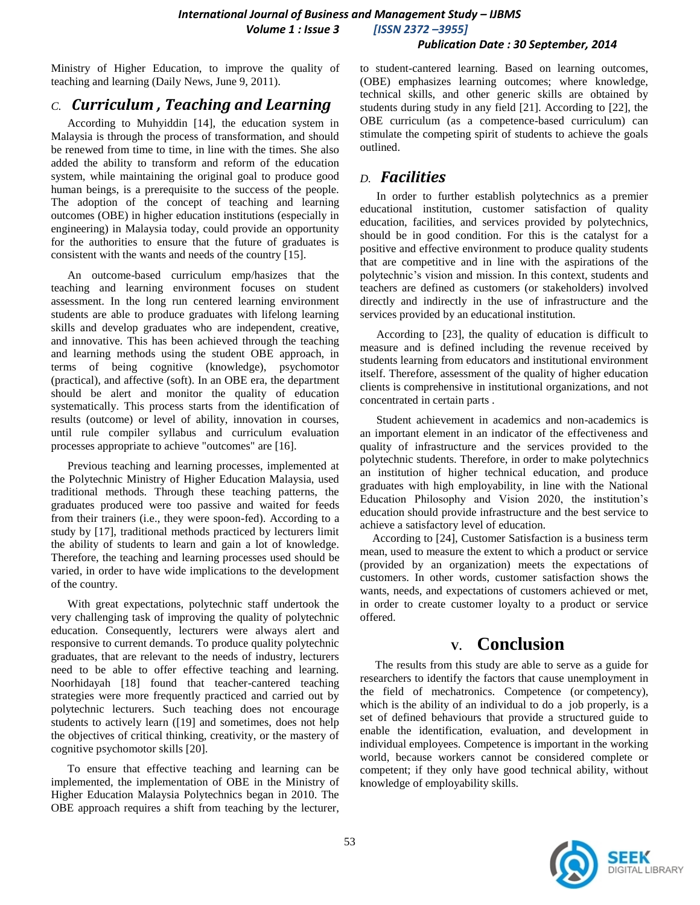Ministry of Higher Education, to improve the quality of teaching and learning (Daily News, June 9, 2011).

### C. *Curriculum , Teaching and Learning*

According to Muhyiddin [14], the education system in Malaysia is through the process of transformation, and should be renewed from time to time, in line with the times. She also added the ability to transform and reform of the education system, while maintaining the original goal to produce good human beings, is a prerequisite to the success of the people. The adoption of the concept of teaching and learning outcomes (OBE) in higher education institutions (especially in engineering) in Malaysia today, could provide an opportunity for the authorities to ensure that the future of graduates is consistent with the wants and needs of the country [15].

An outcome-based curriculum emp/hasizes that the teaching and learning environment focuses on student assessment. In the long run centered learning environment students are able to produce graduates with lifelong learning skills and develop graduates who are independent, creative, and innovative. This has been achieved through the teaching and learning methods using the student OBE approach, in terms of being cognitive (knowledge), psychomotor (practical), and affective (soft). In an OBE era, the department should be alert and monitor the quality of education systematically. This process starts from the identification of results (outcome) or level of ability, innovation in courses, until rule compiler syllabus and curriculum evaluation processes appropriate to achieve "outcomes" are [16].

Previous teaching and learning processes, implemented at the Polytechnic Ministry of Higher Education Malaysia, used traditional methods. Through these teaching patterns, the graduates produced were too passive and waited for feeds from their trainers (i.e., they were spoon-fed). According to a study by [17], traditional methods practiced by lecturers limit the ability of students to learn and gain a lot of knowledge. Therefore, the teaching and learning processes used should be varied, in order to have wide implications to the development of the country.

With great expectations, polytechnic staff undertook the very challenging task of improving the quality of polytechnic education. Consequently, lecturers were always alert and responsive to current demands. To produce quality polytechnic graduates, that are relevant to the needs of industry, lecturers need to be able to offer effective teaching and learning. Noorhidayah [18] found that teacher-cantered teaching strategies were more frequently practiced and carried out by polytechnic lecturers. Such teaching does not encourage students to actively learn ([19] and sometimes, does not help the objectives of critical thinking, creativity, or the mastery of cognitive psychomotor skills [20].

To ensure that effective teaching and learning can be implemented, the implementation of OBE in the Ministry of Higher Education Malaysia Polytechnics began in 2010. The OBE approach requires a shift from teaching by the lecturer, to student-cantered learning. Based on learning outcomes, (OBE) emphasizes learning outcomes; where knowledge, technical skills, and other generic skills are obtained by students during study in any field [21]. According to [22], the OBE curriculum (as a competence-based curriculum) can stimulate the competing spirit of students to achieve the goals outlined.

### D. *Facilities*

In order to further establish polytechnics as a premier educational institution, customer satisfaction of quality education, facilities, and services provided by polytechnics, should be in good condition. For this is the catalyst for a positive and effective environment to produce quality students that are competitive and in line with the aspirations of the polytechnic's vision and mission. In this context, students and teachers are defined as customers (or stakeholders) involved directly and indirectly in the use of infrastructure and the services provided by an educational institution.

According to [23], the quality of education is difficult to measure and is defined including the revenue received by students learning from educators and institutional environment itself. Therefore, assessment of the quality of higher education clients is comprehensive in institutional organizations, and not concentrated in certain parts .

Student achievement in academics and non-academics is an important element in an indicator of the effectiveness and quality of infrastructure and the services provided to the polytechnic students. Therefore, in order to make polytechnics an institution of higher technical education, and produce graduates with high employability, in line with the National Education Philosophy and Vision 2020, the institution's education should provide infrastructure and the best service to achieve a satisfactory level of education.

According to [24], Customer Satisfaction is a business term mean, used to measure the extent to which a product or service (provided by an organization) meets the expectations of customers. In other words, customer satisfaction shows the wants, needs, and expectations of customers achieved or met, in order to create customer loyalty to a product or service offered.

## V. Conclusion

The results from this study are able to serve as a guide for researchers to identify the factors that cause unemployment in the field of mechatronics. Competence (or competency), which is the ability of an individual to do a job properly, is a set of defined behaviours that provide a structured guide to enable the identification, evaluation, and development in individual employees. Competence is important in the working world, because workers cannot be considered complete or competent; if they only have good technical ability, without knowledge of employability skills.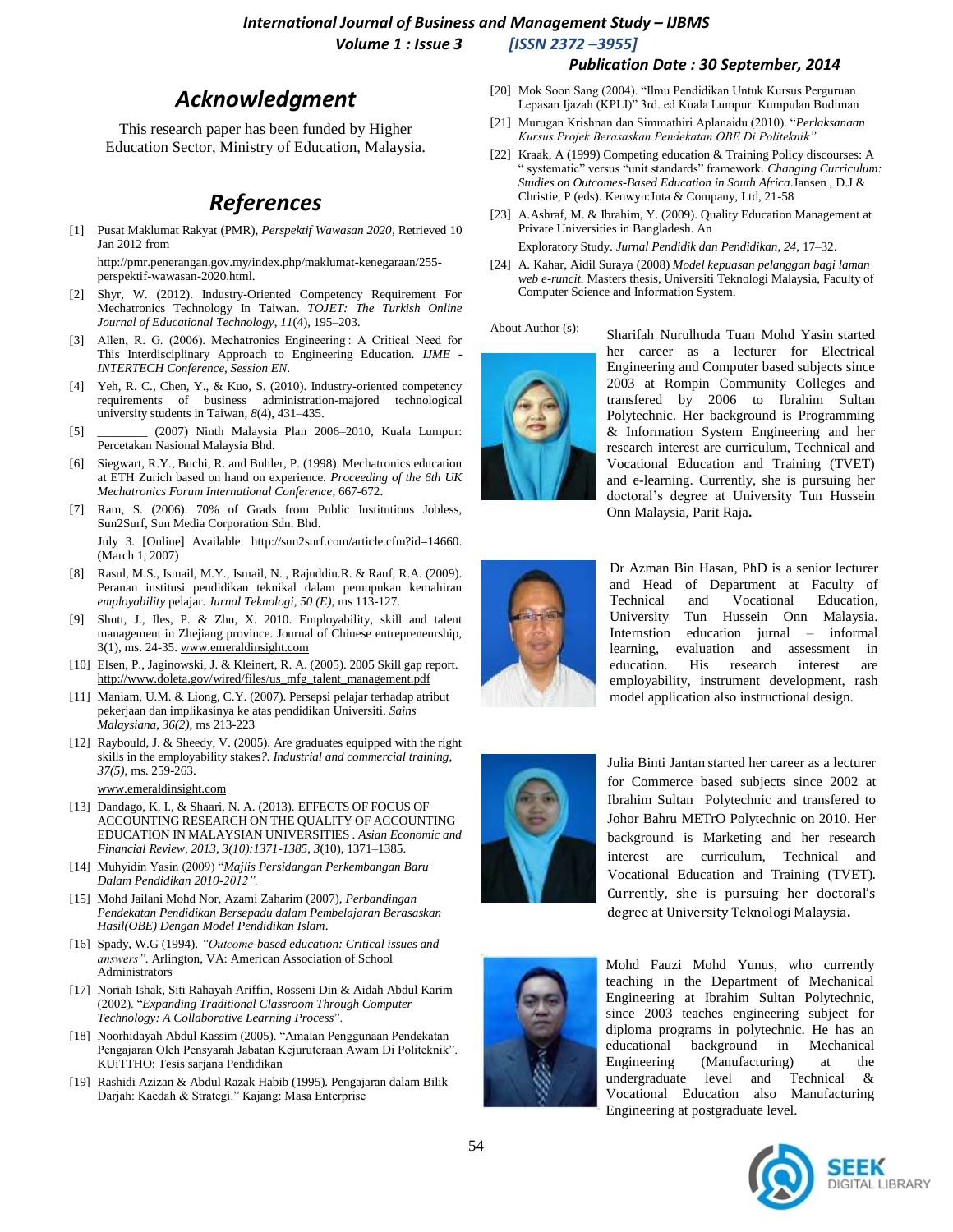## Acknowledgment

This research paper has been funded by Higher Education Sector, Ministry of Education, Malaysia.

## References

[1] Pusat Maklumat Rakyat (PMR), *Perspektif Wawasan 2020*, Retrieved 10 Jan 2012 from http://pmr.penerangan.gov.my/index.php/maklumat-kenegaraan/255-perspektif-wawasan-2020.html.

[2] Shyr, W. (2012). Industry-Oriented Competency Requirement For Mechatronics Technology In Taiwan. *TOJET: The Turkish Online Journal of Educational Technology*, *11*(4), 195–203.

[3] Allen, R. G. (2006). Mechatronics Engineering : A Critical Need for This Interdisciplinary Approach to Engineering Education. *IJME - INTERTECH Conference, Session EN*.

[4] Yeh, R. C., Chen, Y., & Kuo, S. (2010). Industry-oriented competency requirements of business administration-majored technological university students in Taiwan, *8*(4), 431–435.

[5] ________ (2007) Ninth Malaysia Plan 2006–2010, Kuala Lumpur: Percetakan Nasional Malaysia Bhd.

[6] Siegwart, R.Y., Buchi, R. and Buhler, P. (1998). Mechatronics education at ETH Zurich based on hand on experience. *Proceeding of the 6th UK Mechatronics Forum International Conference*, 667-672.

[7] Ram, S. (2006). 70% of Grads from Public Institutions Jobless, Sun2Surf, Sun Media Corporation Sdn. Bhd. July 3. [Online] Available: http://sun2surf.com/article.cfm?id=14660. (March 1, 2007)

[8] Rasul, M.S., Ismail, M.Y., Ismail, N. , Rajuddin.R. & Rauf, R.A. (2009). Peranan institusi pendidikan teknikal dalam pemupukan kemahiran *employability* pelajar. *Jurnal Teknologi, 50 (E)*, ms 113-127.

[9] Shutt, J., Iles, P. & Zhu, X. 2010. Employability, skill and talent management in Zhejiang province. Journal of Chinese entrepreneurship, 3(1), ms. 24-35. www.emeraldinsight.com

[10] Elsen, P., Jaginowski, J. & Kleinert, R. A. (2005). 2005 Skill gap report. http://www.doleta.gov/wired/files/us_mfg_talent_management.pdf

[11] Maniam, U.M. & Liong, C.Y. (2007). Persepsi pelajar terhadap atribut pekerjaan dan implikasinya ke atas pendidikan Universiti. *Sains Malaysiana*, *36(2)*, ms 213-223

[12] Raybould, J. & Sheedy, V. (2005). Are graduates equipped with the right skills in the employability stakes*?. Industrial and commercial training*, *37(5)*, ms. 259-263. www.emeraldinsight.com

[13] Dandago, K. I., & Shaari, N. A. (2013). EFFECTS OF FOCUS OF ACCOUNTING RESEARCH ON THE QUALITY OF ACCOUNTING EDUCATION IN MALAYSIAN UNIVERSITIES . *Asian Economic and Financial Review*, *2013*, *3(10):1371-1385*, *3*(10), 1371–1385.

[14] Muhyidin Yasin (2009) "*Majlis Persidangan Perkembangan Baru Dalam Pendidikan 2010-2012".*

[15] Mohd Jailani Mohd Nor, Azami Zaharim (2007), *Perbandingan Pendekatan Pendidikan Bersepadu dalam Pembelajaran Berasaskan Hasil(OBE) Dengan Model Pendidikan Islam*.

[16] Spady, W.G (1994). *"Outcome-based education: Critical issues and answers"*. Arlington, VA: American Association of School Administrators

[17] Noriah Ishak, Siti Rahayah Ariffin, Rosseni Din & Aidah Abdul Karim (2002). "*Expanding Traditional Classroom Through Computer Technology: A Collaborative Learning Process*".

[18] Noorhidayah Abdul Kassim (2005). "Amalan Penggunaan Pendekatan Pengajaran Oleh Pensyarah Jabatan Kejuruteraan Awam Di Politeknik". KUiTTHO: Tesis sarjana Pendidikan

[19] Rashidi Azizan & Abdul Razak Habib (1995). Pengajaran dalam Bilik Darjah: Kaedah & Strategi." Kajang: Masa Enterprise

[20] Mok Soon Sang (2004). "Ilmu Pendidikan Untuk Kursus Perguruan Lepasan Ijazah (KPLI)" 3rd. ed Kuala Lumpur: Kumpulan Budiman

[21] Murugan Krishnan dan Simmathiri Aplanaidu (2010). "*Perlaksanaan Kursus Projek Berasaskan Pendekatan OBE Di Politeknik"*

[22] Kraak, A (1999) Competing education & Training Policy discourses: A " systematic" versus "unit standards" framework. *Changing Curriculum: Studies on Outcomes-Based Education in South Africa*.Jansen , D.J & Christie, P (eds). Kenwyn:Juta & Company, Ltd, 21-58

[23] A.Ashraf, M. & Ibrahim, Y. (2009). Quality Education Management at Private Universities in Bangladesh. An Exploratory Study. *Jurnal Pendidik dan Pendidikan, 24*, 17–32.

[24] A. Kahar, Aidil Suraya (2008) *Model kepuasan pelanggan bagi laman web e-runcit.* Masters thesis, Universiti Teknologi Malaysia, Faculty of Computer Science and Information System.

About Author (s):

Sharifah Nurulhuda Tuan Mohd Yasin started her career as a lecturer for Electrical Engineering and Computer based subjects since 2003 at Rompin Community Colleges and transfered by 2006 to Ibrahim Sultan Polytechnic. Her background is Programming & Information System Engineering and her research interest are curriculum, Technical and Vocational Education and Training (TVET) and e-learning. Currently, she is pursuing her doctoral's degree at University Tun Hussein Onn Malaysia, Parit Raja**.**

Dr Azman Bin Hasan, PhD is a senior lecturer and Head of Department at Faculty of Technical and Vocational Education, University Tun Hussein Onn Malaysia. Internstion education jurnal – informal learning, evaluation and assessment in education. His research interest are employability, instrument development, rash model application also instructional design.

Julia Binti Jantan started her career as a lecturer for Commerce based subjects since 2002 at Ibrahim Sultan Polytechnic and transfered to Johor Bahru METrO Polytechnic on 2010. Her background is Marketing and her research interest are curriculum, Technical and Vocational Education and Training (TVET). Currently, she is pursuing her doctoral's degree at University Teknologi Malaysia**.**

Mohd Fauzi Mohd Yunus, who currently teaching in the Department of Mechanical Engineering at Ibrahim Sultan Polytechnic, since 2003 teaches engineering subject for diploma programs in polytechnic. He has an educational background in Mechanical Engineering (Manufacturing) at the undergraduate level and Technical & Vocational Education also Manufacturing Engineering at postgraduate level.